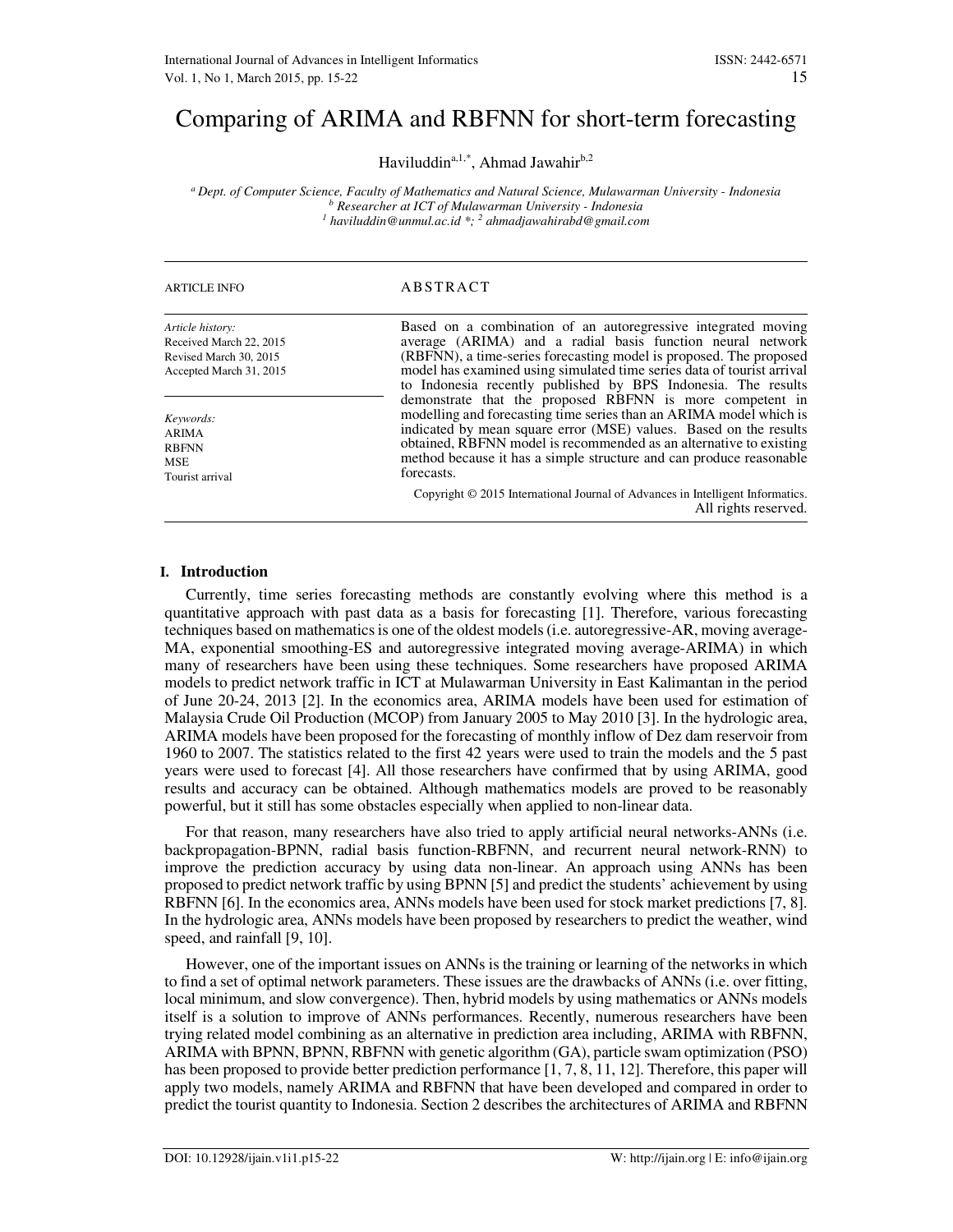# Comparing of ARIMA and RBFNN for short-term forecasting

Haviluddin[a,1,*], Ahmad Jawahir[b,2]

[a] Dept. of Computer Science, Faculty of Mathematics and Natural Science, Mulawarman University - Indonesia
[b] Researcher at ICT of Mulawarman University - Indonesia
[1] haviluddin@unmul.ac.id *; [2] ahmadjawahirabd@gmail.com

ARTICLE INFO

*Article history:*
Received March 22, 2015
Revised March 30, 2015
Accepted March 31, 2015

*Keywords:*
ARIMA
RBFNN
MSE
Tourist arrival

ABSTRACT

Based on a combination of an autoregressive integrated moving average (ARIMA) and a radial basis function neural network (RBFNN), a time-series forecasting model is proposed. The proposed model has examined using simulated time series data of tourist arrival to Indonesia recently published by BPS Indonesia. The results demonstrate that the proposed RBFNN is more competent in modelling and forecasting time series than an ARIMA model which is indicated by mean square error (MSE) values. Based on the results obtained, RBFNN model is recommended as an alternative to existing method because it has a simple structure and can produce reasonable forecasts.

Copyright © 2015 International Journal of Advances in Intelligent Informatics. All rights reserved.

## I. Introduction

Currently, time series forecasting methods are constantly evolving where this method is a quantitative approach with past data as a basis for forecasting [1]. Therefore, various forecasting techniques based on mathematics is one of the oldest models (i.e. autoregressive-AR, moving average-MA, exponential smoothing-ES and autoregressive integrated moving average-ARIMA) in which many of researchers have been using these techniques. Some researchers have proposed ARIMA models to predict network traffic in ICT at Mulawarman University in East Kalimantan in the period of June 20-24, 2013 [2]. In the economics area, ARIMA models have been used for estimation of Malaysia Crude Oil Production (MCOP) from January 2005 to May 2010 [3]. In the hydrologic area, ARIMA models have been proposed for the forecasting of monthly inflow of Dez dam reservoir from 1960 to 2007. The statistics related to the first 42 years were used to train the models and the 5 past years were used to forecast [4]. All those researchers have confirmed that by using ARIMA, good results and accuracy can be obtained. Although mathematics models are proved to be reasonably powerful, but it still has some obstacles especially when applied to non-linear data.

For that reason, many researchers have also tried to apply artificial neural networks-ANNs (i.e. backpropagation-BPNN, radial basis function-RBFNN, and recurrent neural network-RNN) to improve the prediction accuracy by using data non-linear. An approach using ANNs has been proposed to predict network traffic by using BPNN [5] and predict the students' achievement by using RBFNN [6]. In the economics area, ANNs models have been used for stock market predictions [7, 8]. In the hydrologic area, ANNs models have been proposed by researchers to predict the weather, wind speed, and rainfall [9, 10].

However, one of the important issues on ANNs is the training or learning of the networks in which to find a set of optimal network parameters. These issues are the drawbacks of ANNs (i.e. over fitting, local minimum, and slow convergence). Then, hybrid models by using mathematics or ANNs models itself is a solution to improve of ANNs performances. Recently, numerous researchers have been trying related model combining as an alternative in prediction area including, ARIMA with RBFNN, ARIMA with BPNN, BPNN, RBFNN with genetic algorithm (GA), particle swam optimization (PSO) has been proposed to provide better prediction performance [1, 7, 8, 11, 12]. Therefore, this paper will apply two models, namely ARIMA and RBFNN that have been developed and compared in order to predict the tourist quantity to Indonesia. Section 2 describes the architectures of ARIMA and RBFNN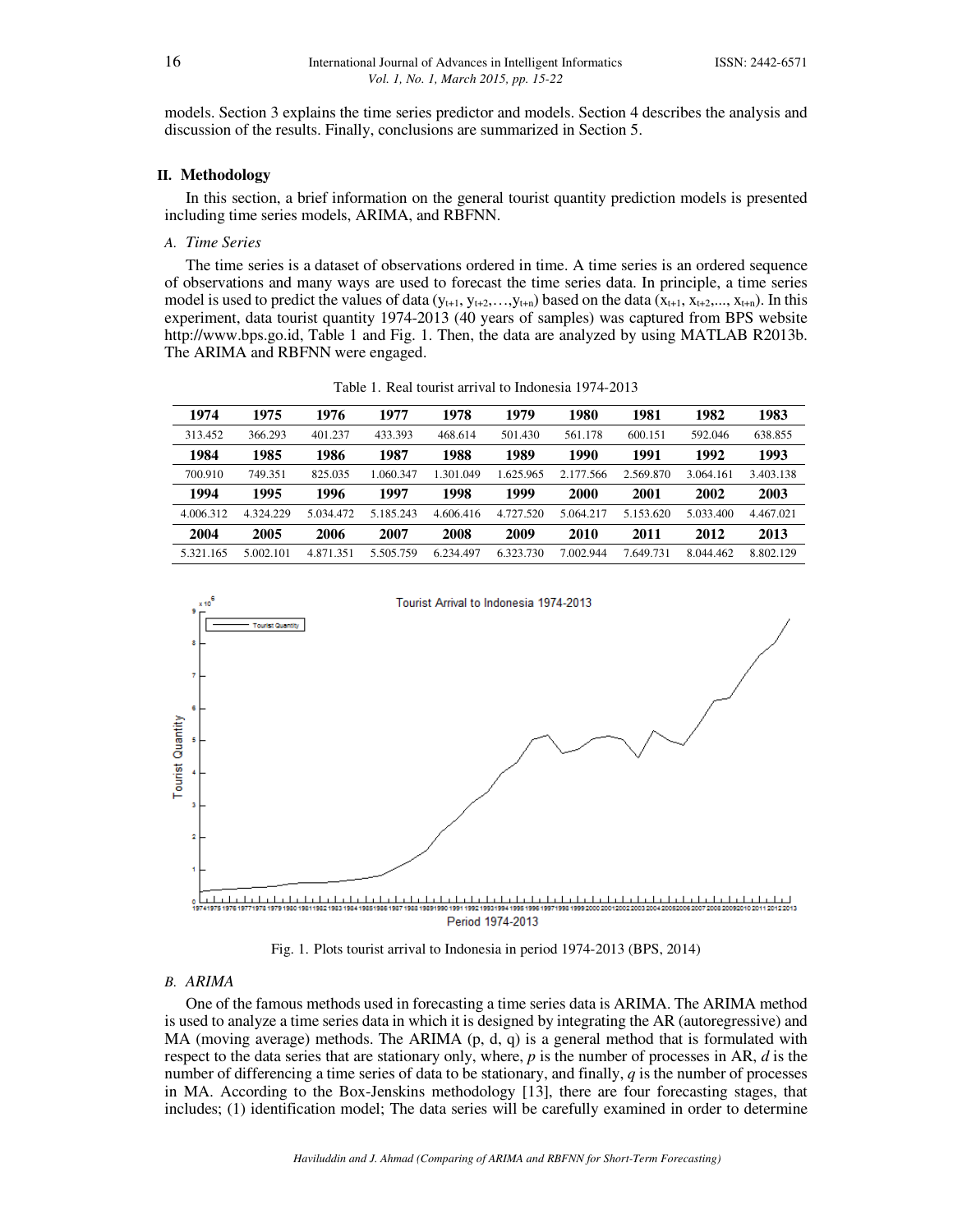models. Section 3 explains the time series predictor and models. Section 4 describes the analysis and discussion of the results. Finally, conclusions are summarized in Section 5.

## II. Methodology

In this section, a brief information on the general tourist quantity prediction models is presented including time series models, ARIMA, and RBFNN.

### *A. Time Series*

The time series is a dataset of observations ordered in time. A time series is an ordered sequence of observations and many ways are used to forecast the time series data. In principle, a time series model is used to predict the values of data ($y_{t+1}, y_{t+2},\ldots,y_{t+n}$) based on the data ($x_{t+1}, x_{t+2},\ldots, x_{t+n}$). In this experiment, data tourist quantity 1974-2013 (40 years of samples) was captured from BPS website http://www.bps.go.id, Table 1 and Fig. 1. Then, the data are analyzed by using MATLAB R2013b. The ARIMA and RBFNN were engaged.

Table 1. Real tourist arrival to Indonesia 1974-2013

| 1974 | 1975 | 1976 | 1977 | 1978 | 1979 | 1980 | 1981 | 1982 | 1983 |
|---|---|---|---|---|---|---|---|---|---|
| 313.452 | 366.293 | 401.237 | 433.393 | 468.614 | 501.430 | 561.178 | 600.151 | 592.046 | 638.855 |
| **1984** | **1985** | **1986** | **1987** | **1988** | **1989** | **1990** | **1991** | **1992** | **1993** |
| 700.910 | 749.351 | 825.035 | 1.060.347 | 1.301.049 | 1.625.965 | 2.177.566 | 2.569.870 | 3.064.161 | 3.403.138 |
| **1994** | **1995** | **1996** | **1997** | **1998** | **1999** | **2000** | **2001** | **2002** | **2003** |
| 4.006.312 | 4.324.229 | 5.034.472 | 5.185.243 | 4.606.416 | 4.727.520 | 5.064.217 | 5.153.620 | 5.033.400 | 4.467.021 |
| **2004** | **2005** | **2006** | **2007** | **2008** | **2009** | **2010** | **2011** | **2012** | **2013** |
| 5.321.165 | 5.002.101 | 4.871.351 | 5.505.759 | 6.234.497 | 6.323.730 | 7.002.944 | 7.649.731 | 8.044.462 | 8.802.129 |

Fig. 1. Plots tourist arrival to Indonesia in period 1974-2013 (BPS, 2014)

### *B. ARIMA*

One of the famous methods used in forecasting a time series data is ARIMA. The ARIMA method is used to analyze a time series data in which it is designed by integrating the AR (autoregressive) and MA (moving average) methods. The ARIMA (p, d, q) is a general method that is formulated with respect to the data series that are stationary only, where, *p* is the number of processes in AR, *d* is the number of differencing a time series of data to be stationary, and finally, *q* is the number of processes in MA. According to the Box-Jenskins methodology [13], there are four forecasting stages, that includes; (1) identification model; The data series will be carefully examined in order to determine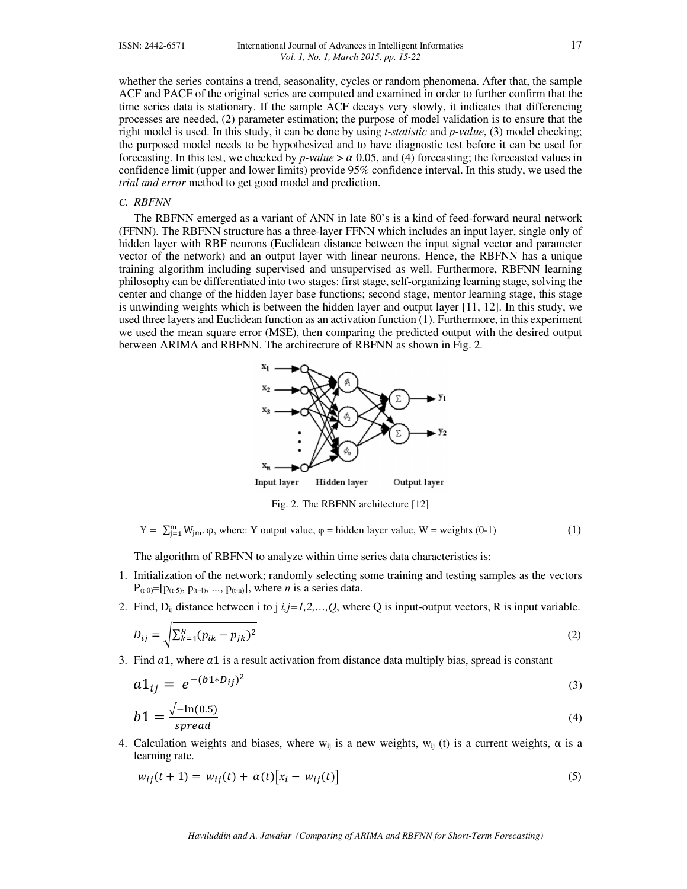whether the series contains a trend, seasonality, cycles or random phenomena. After that, the sample ACF and PACF of the original series are computed and examined in order to further confirm that the time series data is stationary. If the sample ACF decays very slowly, it indicates that differencing processes are needed, (2) parameter estimation; the purpose of model validation is to ensure that the right model is used. In this study, it can be done by using *t-statistic* and *p-value*, (3) model checking; the purposed model needs to be hypothesized and to have diagnostic test before it can be used for forecasting. In this test, we checked by *p-value* > $\alpha$ 0.05, and (4) forecasting; the forecasted values in confidence limit (upper and lower limits) provide 95% confidence interval. In this study, we used the *trial and error* method to get good model and prediction.

### C. RBFNN

The RBFNN emerged as a variant of ANN in late 80's is a kind of feed-forward neural network (FFNN). The RBFNN structure has a three-layer FFNN which includes an input layer, single only of hidden layer with RBF neurons (Euclidean distance between the input signal vector and parameter vector of the network) and an output layer with linear neurons. Hence, the RBFNN has a unique training algorithm including supervised and unsupervised as well. Furthermore, RBFNN learning philosophy can be differentiated into two stages: first stage, self-organizing learning stage, solving the center and change of the hidden layer base functions; second stage, mentor learning stage, this stage is unwinding weights which is between the hidden layer and output layer [11, 12]. In this study, we used three layers and Euclidean function as an activation function (1). Furthermore, in this experiment we used the mean square error (MSE), then comparing the predicted output with the desired output between ARIMA and RBFNN. The architecture of RBFNN as shown in Fig. 2.

Fig. 2. The RBFNN architecture [12]

$$Y = \sum_{j=1}^{m} W_{jm}.\varphi, \text{ where: Y output value, } \varphi = \text{hidden layer value, W = weights (0-1)} \tag{1}$$

The algorithm of RBFNN to analyze within time series data characteristics is:

1. Initialization of the network; randomly selecting some training and testing samples as the vectors $P_{(t-0)}=[p_{(t-5)}, p_{(t-4)}, ..., p_{(t-n)}]$, where *n* is a series data.
2. Find, $D_{ij}$ distance between i to j $i,j=1,2,\dots,Q$, where Q is input-output vectors, R is input variable.

$$D_{ij} = \sqrt{\sum_{k=1}^{R}(p_{ik} - p_{jk})^2} \tag{2}$$

3. Find $a1$, where $a1$ is a result activation from distance data multiply bias, spread is constant

$$a1_{ij} = e^{-(b1*D_{ij})^2} \tag{3}$$

$$b1 = \frac{\sqrt{-\ln(0.5)}}{spread} \tag{4}$$

4. Calculation weights and biases, where $w_{ij}$ is a new weights, $w_{ij}$ (t) is a current weights, $\alpha$ is a learning rate.

$$w_{ij}(t+1) = w_{ij}(t) + \alpha(t)\left[x_i - w_{ij}(t)\right] \tag{5}$$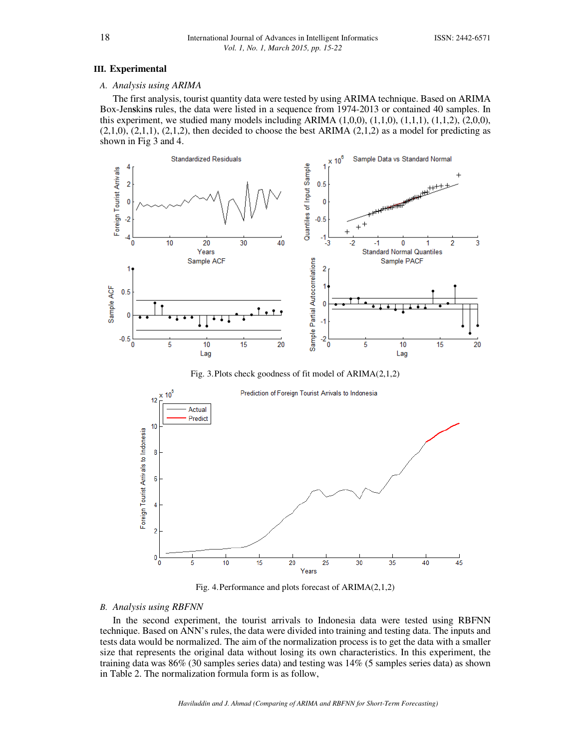## III. Experimental

### A. Analysis using ARIMA

The first analysis, tourist quantity data were tested by using ARIMA technique. Based on ARIMA Box-Jenskins rules, the data were listed in a sequence from 1974-2013 or contained 40 samples. In this experiment, we studied many models including ARIMA (1,0,0), (1,1,0), (1,1,1), (1,1,2), (2,0,0), (2,1,0), (2,1,1), (2,1,2), then decided to choose the best ARIMA (2,1,2) as a model for predicting as shown in Fig 3 and 4.

Fig. 3. Plots check goodness of fit model of ARIMA(2,1,2)

Fig. 4. Performance and plots forecast of ARIMA(2,1,2)

### B. Analysis using RBFNN

In the second experiment, the tourist arrivals to Indonesia data were tested using RBFNN technique. Based on ANN's rules, the data were divided into training and testing data. The inputs and tests data would be normalized. The aim of the normalization process is to get the data with a smaller size that represents the original data without losing its own characteristics. In this experiment, the training data was 86% (30 samples series data) and testing was 14% (5 samples series data) as shown in Table 2. The normalization formula form is as follow,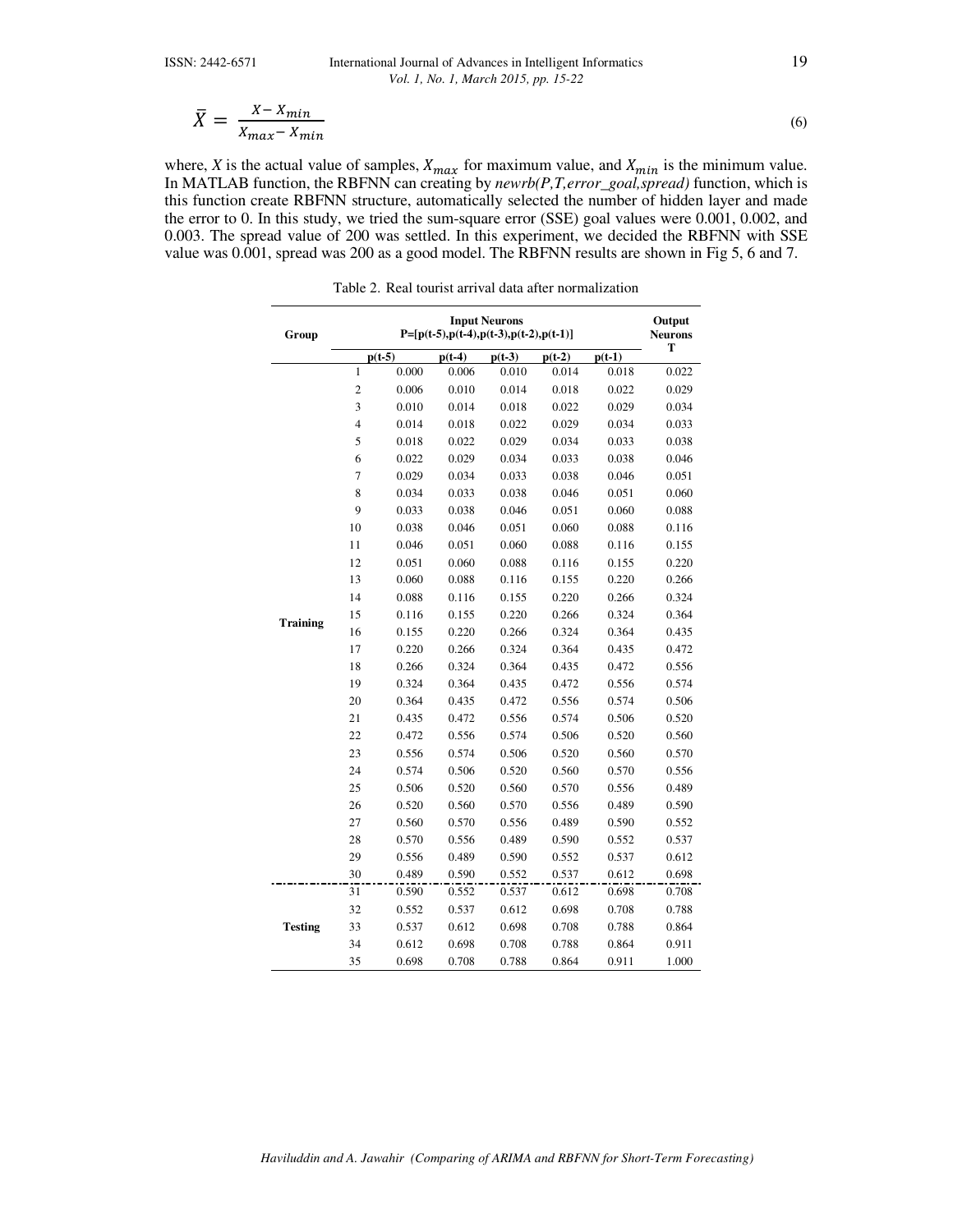$$\bar{X} = \frac{X - X_{min}}{X_{max} - X_{min}} \tag{6}$$

where, *X* is the actual value of samples, $X_{max}$ for maximum value, and $X_{min}$ is the minimum value. In MATLAB function, the RBFNN can creating by *newrb(P,T,error_goal,spread)* function, which is this function create RBFNN structure, automatically selected the number of hidden layer and made the error to 0. In this study, we tried the sum-square error (SSE) goal values were 0.001, 0.002, and 0.003. The spread value of 200 was settled. In this experiment, we decided the RBFNN with SSE value was 0.001, spread was 200 as a good model. The RBFNN results are shown in Fig 5, 6 and 7.

Table 2. Real tourist arrival data after normalization

| Group | | Input Neurons P=[p(t-5),p(t-4),p(t-3),p(t-2),p(t-1)] | | | | | Output Neurons T |
|---|---|---|---|---|---|---|---|
| | | p(t-5) | p(t-4) | p(t-3) | p(t-2) | p(t-1) | |
| Training | 1 | 0.000 | 0.006 | 0.010 | 0.014 | 0.018 | 0.022 |
| | 2 | 0.006 | 0.010 | 0.014 | 0.018 | 0.022 | 0.029 |
| | 3 | 0.010 | 0.014 | 0.018 | 0.022 | 0.029 | 0.034 |
| | 4 | 0.014 | 0.018 | 0.022 | 0.029 | 0.034 | 0.033 |
| | 5 | 0.018 | 0.022 | 0.029 | 0.034 | 0.033 | 0.038 |
| | 6 | 0.022 | 0.029 | 0.034 | 0.033 | 0.038 | 0.046 |
| | 7 | 0.029 | 0.034 | 0.033 | 0.038 | 0.046 | 0.051 |
| | 8 | 0.034 | 0.033 | 0.038 | 0.046 | 0.051 | 0.060 |
| | 9 | 0.033 | 0.038 | 0.046 | 0.051 | 0.060 | 0.088 |
| | 10 | 0.038 | 0.046 | 0.051 | 0.060 | 0.088 | 0.116 |
| | 11 | 0.046 | 0.051 | 0.060 | 0.088 | 0.116 | 0.155 |
| | 12 | 0.051 | 0.060 | 0.088 | 0.116 | 0.155 | 0.220 |
| | 13 | 0.060 | 0.088 | 0.116 | 0.155 | 0.220 | 0.266 |
| | 14 | 0.088 | 0.116 | 0.155 | 0.220 | 0.266 | 0.324 |
| | 15 | 0.116 | 0.155 | 0.220 | 0.266 | 0.324 | 0.364 |
| | 16 | 0.155 | 0.220 | 0.266 | 0.324 | 0.364 | 0.435 |
| | 17 | 0.220 | 0.266 | 0.324 | 0.364 | 0.435 | 0.472 |
| | 18 | 0.266 | 0.324 | 0.364 | 0.435 | 0.472 | 0.556 |
| | 19 | 0.324 | 0.364 | 0.435 | 0.472 | 0.556 | 0.574 |
| | 20 | 0.364 | 0.435 | 0.472 | 0.556 | 0.574 | 0.506 |
| | 21 | 0.435 | 0.472 | 0.556 | 0.574 | 0.506 | 0.520 |
| | 22 | 0.472 | 0.556 | 0.574 | 0.506 | 0.520 | 0.560 |
| | 23 | 0.556 | 0.574 | 0.506 | 0.520 | 0.560 | 0.570 |
| | 24 | 0.574 | 0.506 | 0.520 | 0.560 | 0.570 | 0.556 |
| | 25 | 0.506 | 0.520 | 0.560 | 0.570 | 0.556 | 0.489 |
| | 26 | 0.520 | 0.560 | 0.570 | 0.556 | 0.489 | 0.590 |
| | 27 | 0.560 | 0.570 | 0.556 | 0.489 | 0.590 | 0.552 |
| | 28 | 0.570 | 0.556 | 0.489 | 0.590 | 0.552 | 0.537 |
| | 29 | 0.556 | 0.489 | 0.590 | 0.552 | 0.537 | 0.612 |
| | 30 | 0.489 | 0.590 | 0.552 | 0.537 | 0.612 | 0.698 |
| Testing | 31 | 0.590 | 0.552 | 0.537 | 0.612 | 0.698 | 0.708 |
| | 32 | 0.552 | 0.537 | 0.612 | 0.698 | 0.708 | 0.788 |
| | 33 | 0.537 | 0.612 | 0.698 | 0.708 | 0.788 | 0.864 |
| | 34 | 0.612 | 0.698 | 0.708 | 0.788 | 0.864 | 0.911 |
| | 35 | 0.698 | 0.708 | 0.788 | 0.864 | 0.911 | 1.000 |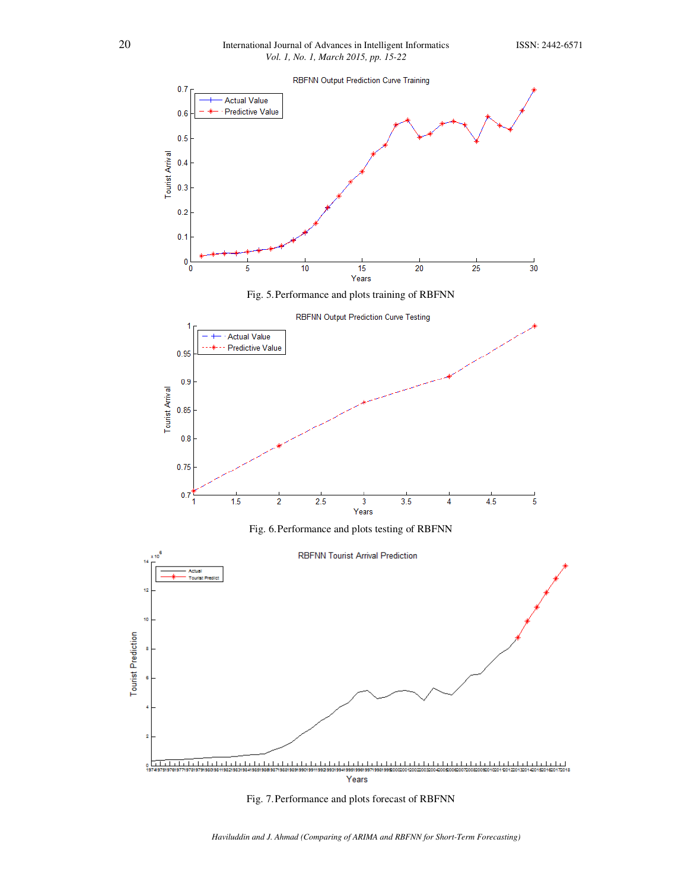Fig. 5. Performance and plots training of RBFNN

Fig. 6. Performance and plots testing of RBFNN

Fig. 7. Performance and plots forecast of RBFNN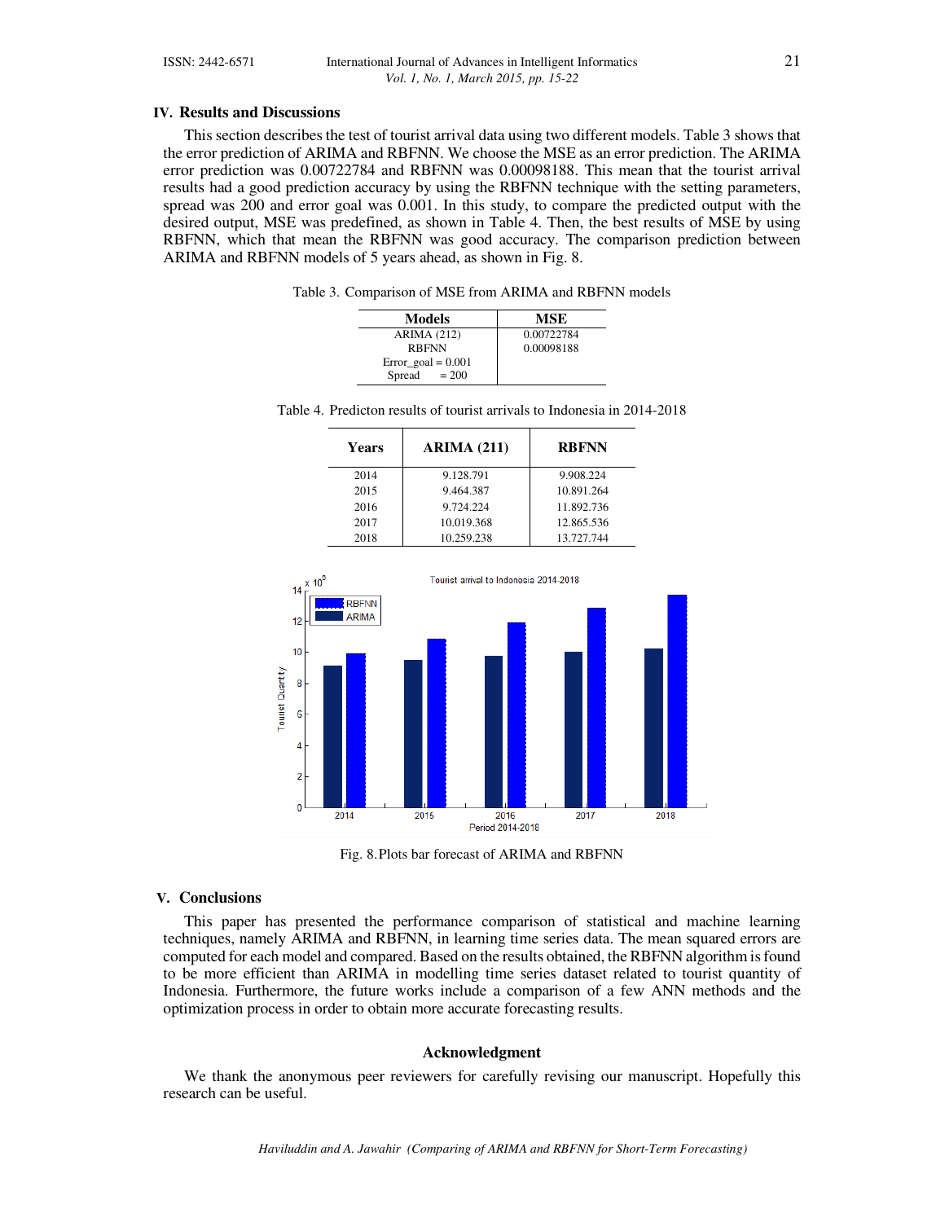## IV. Results and Discussions

This section describes the test of tourist arrival data using two different models. Table 3 shows that the error prediction of ARIMA and RBFNN. We choose the MSE as an error prediction. The ARIMA error prediction was 0.00722784 and RBFNN was 0.00098188. This mean that the tourist arrival results had a good prediction accuracy by using the RBFNN technique with the setting parameters, spread was 200 and error goal was 0.001. In this study, to compare the predicted output with the desired output, MSE was predefined, as shown in Table 4. Then, the best results of MSE by using RBFNN, which that mean the RBFNN was good accuracy. The comparison prediction between ARIMA and RBFNN models of 5 years ahead, as shown in Fig. 8.

Table 3. Comparison of MSE from ARIMA and RBFNN models

| Models | MSE |
|---|---|
| ARIMA (212) | 0.00722784 |
| RBFNN<br>Error_goal = 0.001<br>Spread = 200 | 0.00098188 |

Table 4. Predicton results of tourist arrivals to Indonesia in 2014-2018

| Years | ARIMA (211) | RBFNN |
|---|---|---|
| 2014 | 9.128.791 | 9.908.224 |
| 2015 | 9.464.387 | 10.891.264 |
| 2016 | 9.724.224 | 11.892.736 |
| 2017 | 10.019.368 | 12.865.536 |
| 2018 | 10.259.238 | 13.727.744 |

Fig. 8. Plots bar forecast of ARIMA and RBFNN

## V. Conclusions

This paper has presented the performance comparison of statistical and machine learning techniques, namely ARIMA and RBFNN, in learning time series data. The mean squared errors are computed for each model and compared. Based on the results obtained, the RBFNN algorithm is found to be more efficient than ARIMA in modelling time series dataset related to tourist quantity of Indonesia. Furthermore, the future works include a comparison of a few ANN methods and the optimization process in order to obtain more accurate forecasting results.

### Acknowledgment

We thank the anonymous peer reviewers for carefully revising our manuscript. Hopefully this research can be useful.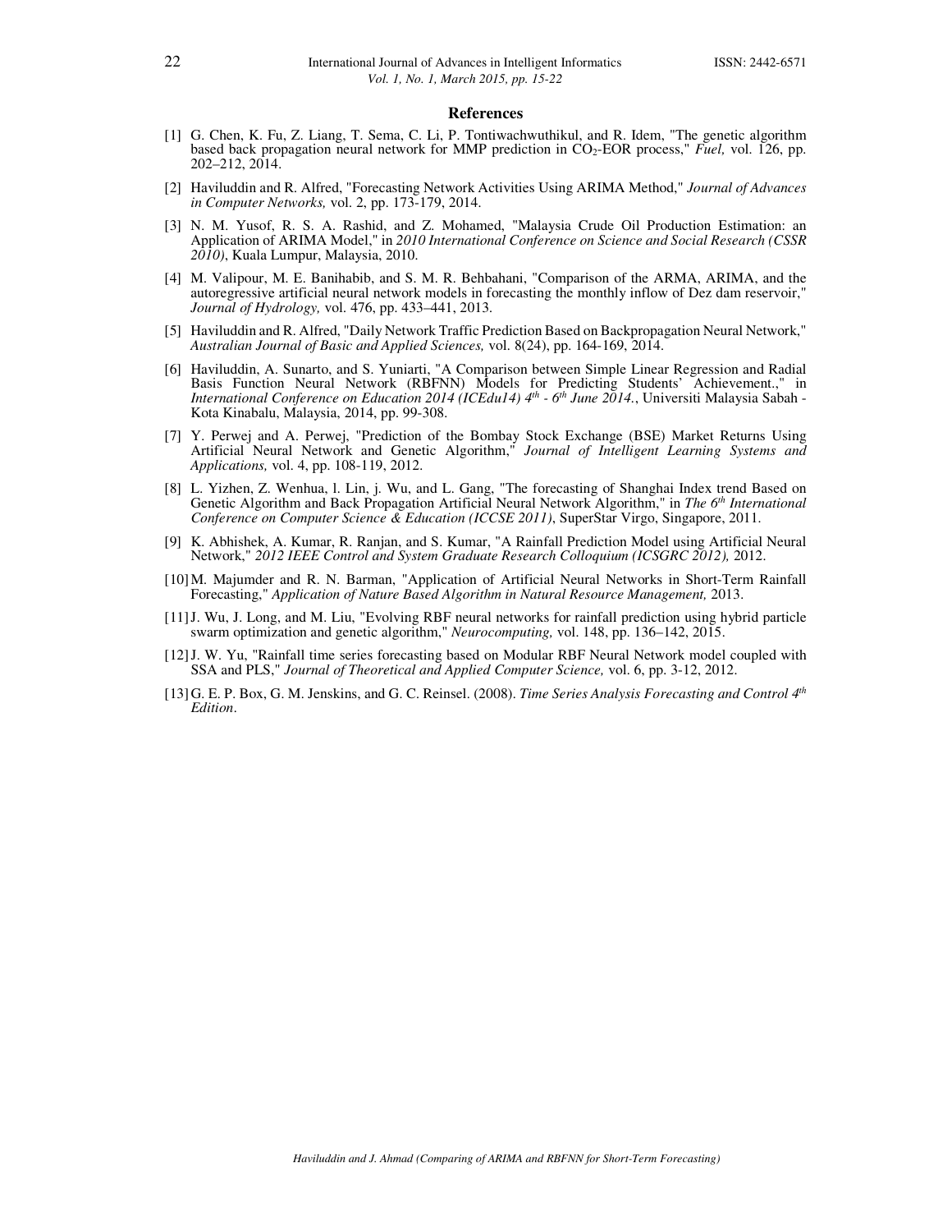## References

[1] G. Chen, K. Fu, Z. Liang, T. Sema, C. Li, P. Tontiwachwuthikul, and R. Idem, "The genetic algorithm based back propagation neural network for MMP prediction in $CO_2$-EOR process," *Fuel,* vol. 126, pp. 202–212, 2014.

[2] Haviluddin and R. Alfred, "Forecasting Network Activities Using ARIMA Method," *Journal of Advances in Computer Networks,* vol. 2, pp. 173-179, 2014.

[3] N. M. Yusof, R. S. A. Rashid, and Z. Mohamed, "Malaysia Crude Oil Production Estimation: an Application of ARIMA Model," in *2010 International Conference on Science and Social Research (CSSR 2010)*, Kuala Lumpur, Malaysia, 2010.

[4] M. Valipour, M. E. Banihabib, and S. M. R. Behbahani, "Comparison of the ARMA, ARIMA, and the autoregressive artificial neural network models in forecasting the monthly inflow of Dez dam reservoir," *Journal of Hydrology,* vol. 476, pp. 433–441, 2013.

[5] Haviluddin and R. Alfred, "Daily Network Traffic Prediction Based on Backpropagation Neural Network," *Australian Journal of Basic and Applied Sciences,* vol. 8(24), pp. 164-169, 2014.

[6] Haviluddin, A. Sunarto, and S. Yuniarti, "A Comparison between Simple Linear Regression and Radial Basis Function Neural Network (RBFNN) Models for Predicting Students' Achievement.," in *International Conference on Education 2014 (ICEdu14) 4th - 6th June 2014.*, Universiti Malaysia Sabah - Kota Kinabalu, Malaysia, 2014, pp. 99-308.

[7] Y. Perwej and A. Perwej, "Prediction of the Bombay Stock Exchange (BSE) Market Returns Using Artificial Neural Network and Genetic Algorithm," *Journal of Intelligent Learning Systems and Applications,* vol. 4, pp. 108-119, 2012.

[8] L. Yizhen, Z. Wenhua, l. Lin, j. Wu, and L. Gang, "The forecasting of Shanghai Index trend Based on Genetic Algorithm and Back Propagation Artificial Neural Network Algorithm," in *The 6th International Conference on Computer Science & Education (ICCSE 2011)*, SuperStar Virgo, Singapore, 2011.

[9] K. Abhishek, A. Kumar, R. Ranjan, and S. Kumar, "A Rainfall Prediction Model using Artificial Neural Network," *2012 IEEE Control and System Graduate Research Colloquium (ICSGRC 2012),* 2012.

[10] M. Majumder and R. N. Barman, "Application of Artificial Neural Networks in Short-Term Rainfall Forecasting," *Application of Nature Based Algorithm in Natural Resource Management,* 2013.

[11] J. Wu, J. Long, and M. Liu, "Evolving RBF neural networks for rainfall prediction using hybrid particle swarm optimization and genetic algorithm," *Neurocomputing,* vol. 148, pp. 136–142, 2015.

[12] J. W. Yu, "Rainfall time series forecasting based on Modular RBF Neural Network model coupled with SSA and PLS," *Journal of Theoretical and Applied Computer Science,* vol. 6, pp. 3-12, 2012.

[13] G. E. P. Box, G. M. Jenskins, and G. C. Reinsel. (2008). *Time Series Analysis Forecasting and Control 4th Edition*.